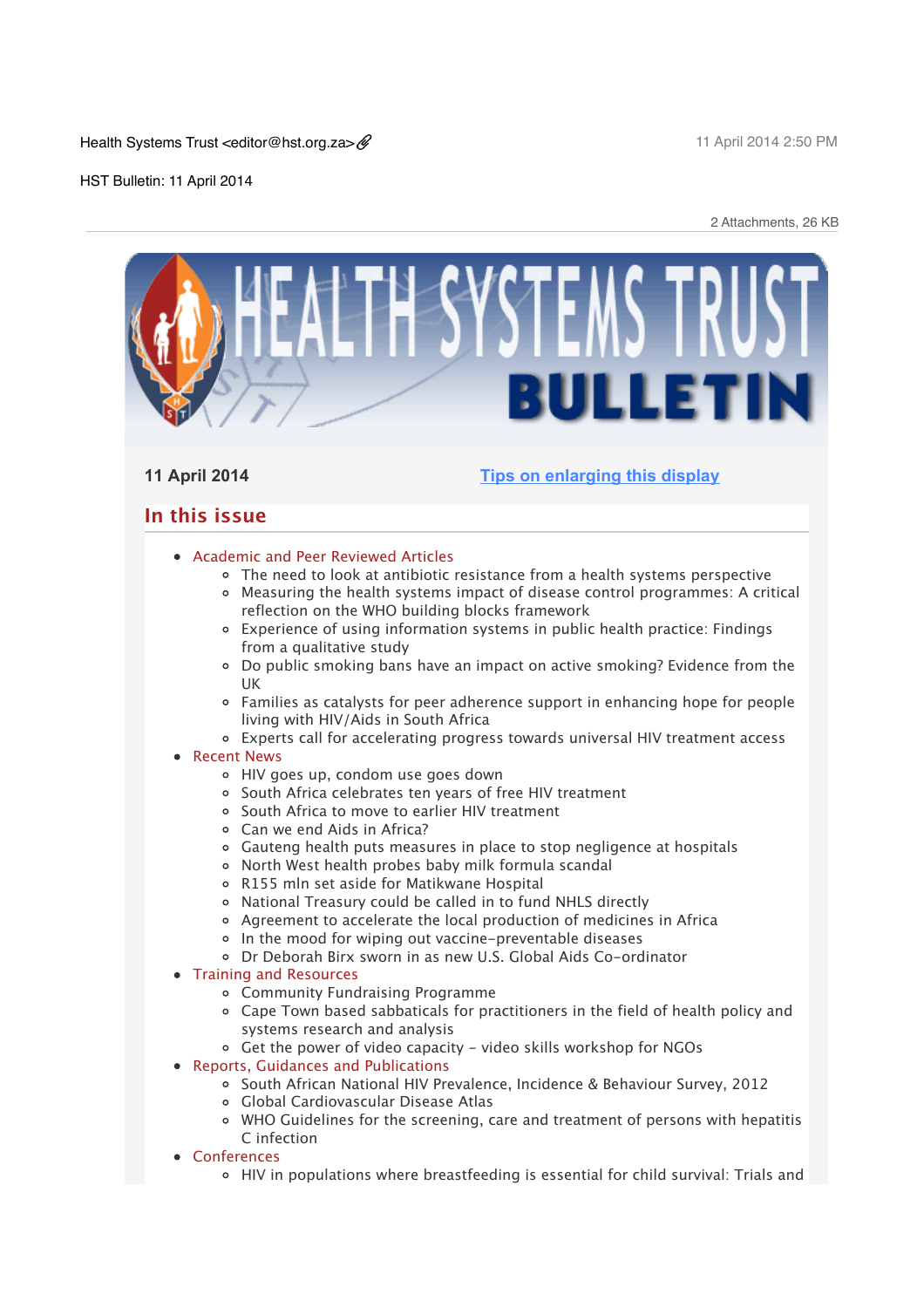Health Systems Trust <editor@hst.org.za>

11 April 2014 2:50 PM

HST Bulletin: 11 April 2014

2 Attachments, 26 KB

# HEALTH SYSTEMS TRUST BULLETIN

**11 April 2014**

[Tips on enlarging this display]

## In this issue

- Academic and Peer Reviewed Articles
  - The need to look at antibiotic resistance from a health systems perspective
  - Measuring the health systems impact of disease control programmes: A critical reflection on the WHO building blocks framework
  - Experience of using information systems in public health practice: Findings from a qualitative study
  - Do public smoking bans have an impact on active smoking? Evidence from the UK
  - Families as catalysts for peer adherence support in enhancing hope for people living with HIV/Aids in South Africa
  - Experts call for accelerating progress towards universal HIV treatment access
- Recent News
  - HIV goes up, condom use goes down
  - South Africa celebrates ten years of free HIV treatment
  - South Africa to move to earlier HIV treatment
  - Can we end Aids in Africa?
  - Gauteng health puts measures in place to stop negligence at hospitals
  - North West health probes baby milk formula scandal
  - R155 mln set aside for Matikwane Hospital
  - National Treasury could be called in to fund NHLS directly
  - Agreement to accelerate the local production of medicines in Africa
  - In the mood for wiping out vaccine-preventable diseases
  - Dr Deborah Birx sworn in as new U.S. Global Aids Co-ordinator
- Training and Resources
  - Community Fundraising Programme
  - Cape Town based sabbaticals for practitioners in the field of health policy and systems research and analysis
  - Get the power of video capacity - video skills workshop for NGOs
- Reports, Guidances and Publications
  - South African National HIV Prevalence, Incidence & Behaviour Survey, 2012
  - Global Cardiovascular Disease Atlas
  - WHO Guidelines for the screening, care and treatment of persons with hepatitis C infection
- Conferences
  - HIV in populations where breastfeeding is essential for child survival: Trials and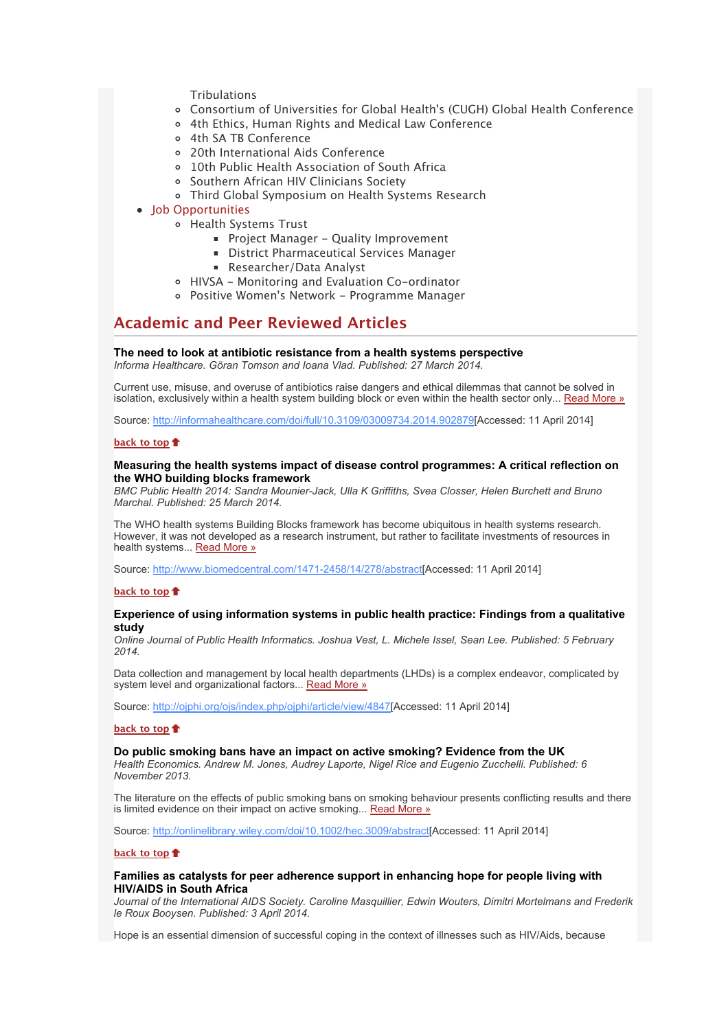Tribulations
    - Consortium of Universities for Global Health's (CUGH) Global Health Conference
    - 4th Ethics, Human Rights and Medical Law Conference
    - 4th SA TB Conference
    - 20th International Aids Conference
    - 10th Public Health Association of South Africa
    - Southern African HIV Clinicians Society
    - Third Global Symposium on Health Systems Research
- Job Opportunities
    - Health Systems Trust
        - Project Manager – Quality Improvement
        - District Pharmaceutical Services Manager
        - Researcher/Data Analyst
    - HIVSA – Monitoring and Evaluation Co-ordinator
    - Positive Women's Network – Programme Manager

## Academic and Peer Reviewed Articles

**The need to look at antibiotic resistance from a health systems perspective**
*Informa Healthcare. Göran Tomson and Ioana Vlad. Published: 27 March 2014.*

Current use, misuse, and overuse of antibiotics raise dangers and ethical dilemmas that cannot be solved in isolation, exclusively within a health system building block or even within the health sector only... Read More »

Source: http://informahealthcare.com/doi/full/10.3109/03009734.2014.902879[Accessed: 11 April 2014]

back to top

**Measuring the health systems impact of disease control programmes: A critical reflection on the WHO building blocks framework**
*BMC Public Health 2014: Sandra Mounier-Jack, Ulla K Griffiths, Svea Closser, Helen Burchett and Bruno Marchal. Published: 25 March 2014.*

The WHO health systems Building Blocks framework has become ubiquitous in health systems research. However, it was not developed as a research instrument, but rather to facilitate investments of resources in health systems... Read More »

Source: http://www.biomedcentral.com/1471-2458/14/278/abstract[Accessed: 11 April 2014]

back to top

**Experience of using information systems in public health practice: Findings from a qualitative study**
*Online Journal of Public Health Informatics. Joshua Vest, L. Michele Issel, Sean Lee. Published: 5 February 2014.*

Data collection and management by local health departments (LHDs) is a complex endeavor, complicated by system level and organizational factors... Read More »

Source: http://ojphi.org/ojs/index.php/ojphi/article/view/4847[Accessed: 11 April 2014]

back to top

**Do public smoking bans have an impact on active smoking? Evidence from the UK**
*Health Economics. Andrew M. Jones, Audrey Laporte, Nigel Rice and Eugenio Zucchelli. Published: 6 November 2013.*

The literature on the effects of public smoking bans on smoking behaviour presents conflicting results and there is limited evidence on their impact on active smoking... Read More »

Source: http://onlinelibrary.wiley.com/doi/10.1002/hec.3009/abstract[Accessed: 11 April 2014]

back to top

**Families as catalysts for peer adherence support in enhancing hope for people living with HIV/AIDS in South Africa**
*Journal of the International AIDS Society. Caroline Masquillier, Edwin Wouters, Dimitri Mortelmans and Frederik le Roux Booysen. Published: 3 April 2014.*

Hope is an essential dimension of successful coping in the context of illnesses such as HIV/Aids, because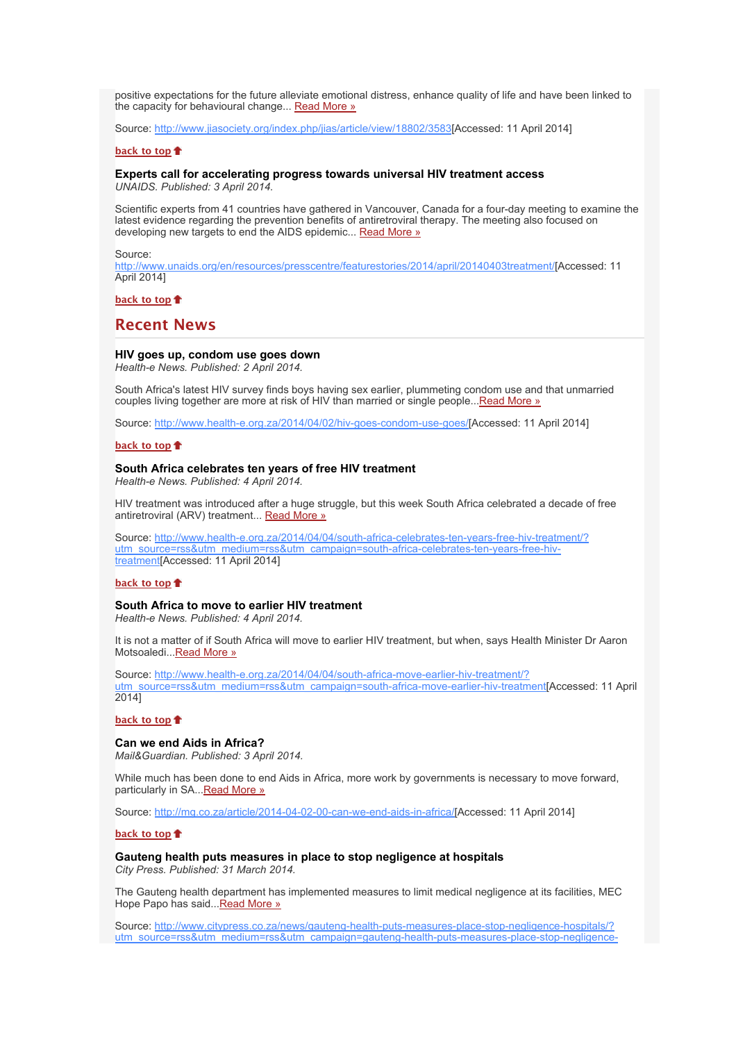positive expectations for the future alleviate emotional distress, enhance quality of life and have been linked to the capacity for behavioural change... [Read More »](http://www.jiasociety.org/index.php/jias/article/view/18802/3583)

Source: http://www.jiasociety.org/index.php/jias/article/view/18802/3583[Accessed: 11 April 2014]

back to top

### Experts call for accelerating progress towards universal HIV treatment access

*UNAIDS. Published: 3 April 2014.*

Scientific experts from 41 countries have gathered in Vancouver, Canada for a four-day meeting to examine the latest evidence regarding the prevention benefits of antiretroviral therapy. The meeting also focused on developing new targets to end the AIDS epidemic... [Read More »](http://www.unaids.org/en/resources/presscentre/featurestories/2014/april/20140403treatment/)

Source: http://www.unaids.org/en/resources/presscentre/featurestories/2014/april/20140403treatment/[Accessed: 11 April 2014]

back to top

## Recent News

### HIV goes up, condom use goes down

*Health-e News. Published: 2 April 2014.*

South Africa's latest HIV survey finds boys having sex earlier, plummeting condom use and that unmarried couples living together are more at risk of HIV than married or single people...[Read More »](http://www.health-e.org.za/2014/04/02/hiv-goes-condom-use-goes/)

Source: http://www.health-e.org.za/2014/04/02/hiv-goes-condom-use-goes/[Accessed: 11 April 2014]

back to top

### South Africa celebrates ten years of free HIV treatment

*Health-e News. Published: 4 April 2014.*

HIV treatment was introduced after a huge struggle, but this week South Africa celebrated a decade of free antiretroviral (ARV) treatment... [Read More »](http://www.health-e.org.za/2014/04/04/south-africa-celebrates-ten-years-free-hiv-treatment/?utm_source=rss&utm_medium=rss&utm_campaign=south-africa-celebrates-ten-years-free-hiv-treatment)

Source: http://www.health-e.org.za/2014/04/04/south-africa-celebrates-ten-years-free-hiv-treatment/?utm_source=rss&utm_medium=rss&utm_campaign=south-africa-celebrates-ten-years-free-hiv-treatment[Accessed: 11 April 2014]

back to top

### South Africa to move to earlier HIV treatment

*Health-e News. Published: 4 April 2014.*

It is not a matter of if South Africa will move to earlier HIV treatment, but when, says Health Minister Dr Aaron Motsoaledi...[Read More »](http://www.health-e.org.za/2014/04/04/south-africa-move-earlier-hiv-treatment/?utm_source=rss&utm_medium=rss&utm_campaign=south-africa-move-earlier-hiv-treatment)

Source: http://www.health-e.org.za/2014/04/04/south-africa-move-earlier-hiv-treatment/?utm_source=rss&utm_medium=rss&utm_campaign=south-africa-move-earlier-hiv-treatment[Accessed: 11 April 2014]

back to top

### Can we end Aids in Africa?

*Mail&Guardian. Published: 3 April 2014.*

While much has been done to end Aids in Africa, more work by governments is necessary to move forward, particularly in SA...[Read More »](http://mg.co.za/article/2014-04-02-00-can-we-end-aids-in-africa/)

Source: http://mg.co.za/article/2014-04-02-00-can-we-end-aids-in-africa/[Accessed: 11 April 2014]

back to top

### Gauteng health puts measures in place to stop negligence at hospitals

*City Press. Published: 31 March 2014.*

The Gauteng health department has implemented measures to limit medical negligence at its facilities, MEC Hope Papo has said...[Read More »](http://www.citypress.co.za/news/gauteng-health-puts-measures-place-stop-negligence-hospitals/)

Source: http://www.citypress.co.za/news/gauteng-health-puts-measures-place-stop-negligence-hospitals/?utm_source=rss&utm_medium=rss&utm_campaign=gauteng-health-puts-measures-place-stop-negligence-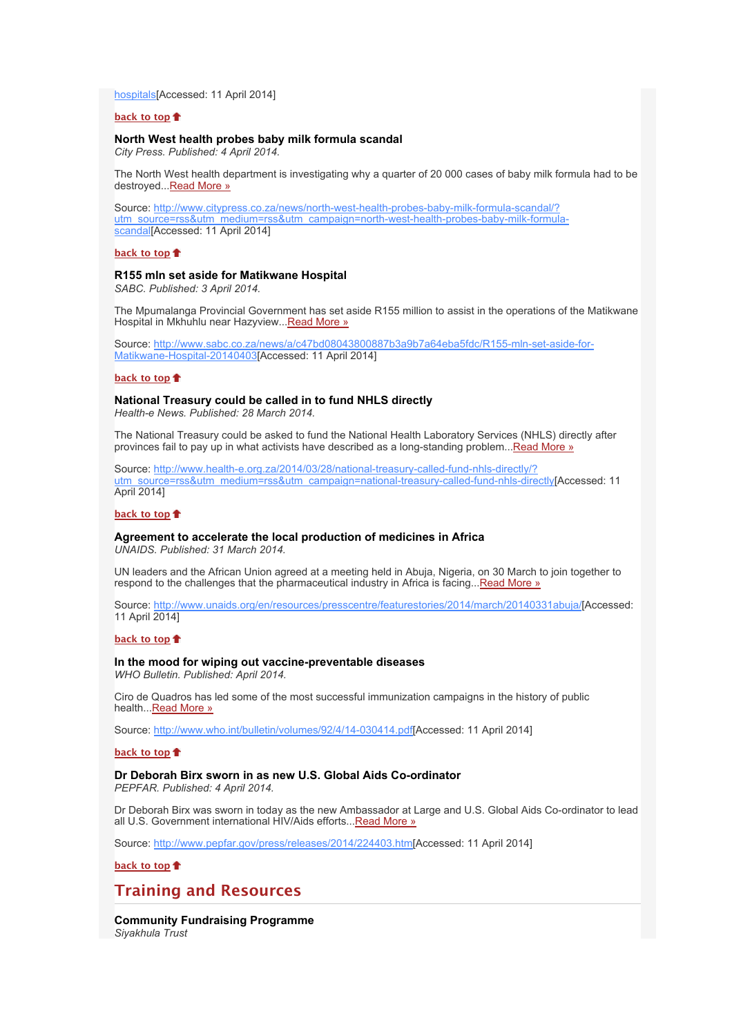hospitals[Accessed: 11 April 2014]

back to top

### North West health probes baby milk formula scandal

*City Press. Published: 4 April 2014.*

The North West health department is investigating why a quarter of 20 000 cases of baby milk formula had to be destroyed...Read More »

Source: http://www.citypress.co.za/news/north-west-health-probes-baby-milk-formula-scandal/?utm_source=rss&utm_medium=rss&utm_campaign=north-west-health-probes-baby-milk-formula-scandal[Accessed: 11 April 2014]

back to top

### R155 mln set aside for Matikwane Hospital

*SABC. Published: 3 April 2014.*

The Mpumalanga Provincial Government has set aside R155 million to assist in the operations of the Matikwane Hospital in Mkhuhlu near Hazyview...Read More »

Source: http://www.sabc.co.za/news/a/c47bd08043800887b3a9b7a64eba5fdc/R155-mln-set-aside-for-Matikwane-Hospital-20140403[Accessed: 11 April 2014]

back to top

### National Treasury could be called in to fund NHLS directly

*Health-e News. Published: 28 March 2014.*

The National Treasury could be asked to fund the National Health Laboratory Services (NHLS) directly after provinces fail to pay up in what activists have described as a long-standing problem...Read More »

Source: http://www.health-e.org.za/2014/03/28/national-treasury-called-fund-nhls-directly/?utm_source=rss&utm_medium=rss&utm_campaign=national-treasury-called-fund-nhls-directly[Accessed: 11 April 2014]

back to top

### Agreement to accelerate the local production of medicines in Africa

*UNAIDS. Published: 31 March 2014.*

UN leaders and the African Union agreed at a meeting held in Abuja, Nigeria, on 30 March to join together to respond to the challenges that the pharmaceutical industry in Africa is facing...Read More »

Source: http://www.unaids.org/en/resources/presscentre/featurestories/2014/march/20140331abuja/[Accessed: 11 April 2014]

back to top

### In the mood for wiping out vaccine-preventable diseases

*WHO Bulletin. Published: April 2014.*

Ciro de Quadros has led some of the most successful immunization campaigns in the history of public health...Read More »

Source: http://www.who.int/bulletin/volumes/92/4/14-030414.pdf[Accessed: 11 April 2014]

back to top

### Dr Deborah Birx sworn in as new U.S. Global Aids Co-ordinator

*PEPFAR. Published: 4 April 2014.*

Dr Deborah Birx was sworn in today as the new Ambassador at Large and U.S. Global Aids Co-ordinator to lead all U.S. Government international HIV/Aids efforts...Read More »

Source: http://www.pepfar.gov/press/releases/2014/224403.htm[Accessed: 11 April 2014]

back to top

## Training and Resources

### Community Fundraising Programme

*Siyakhula Trust*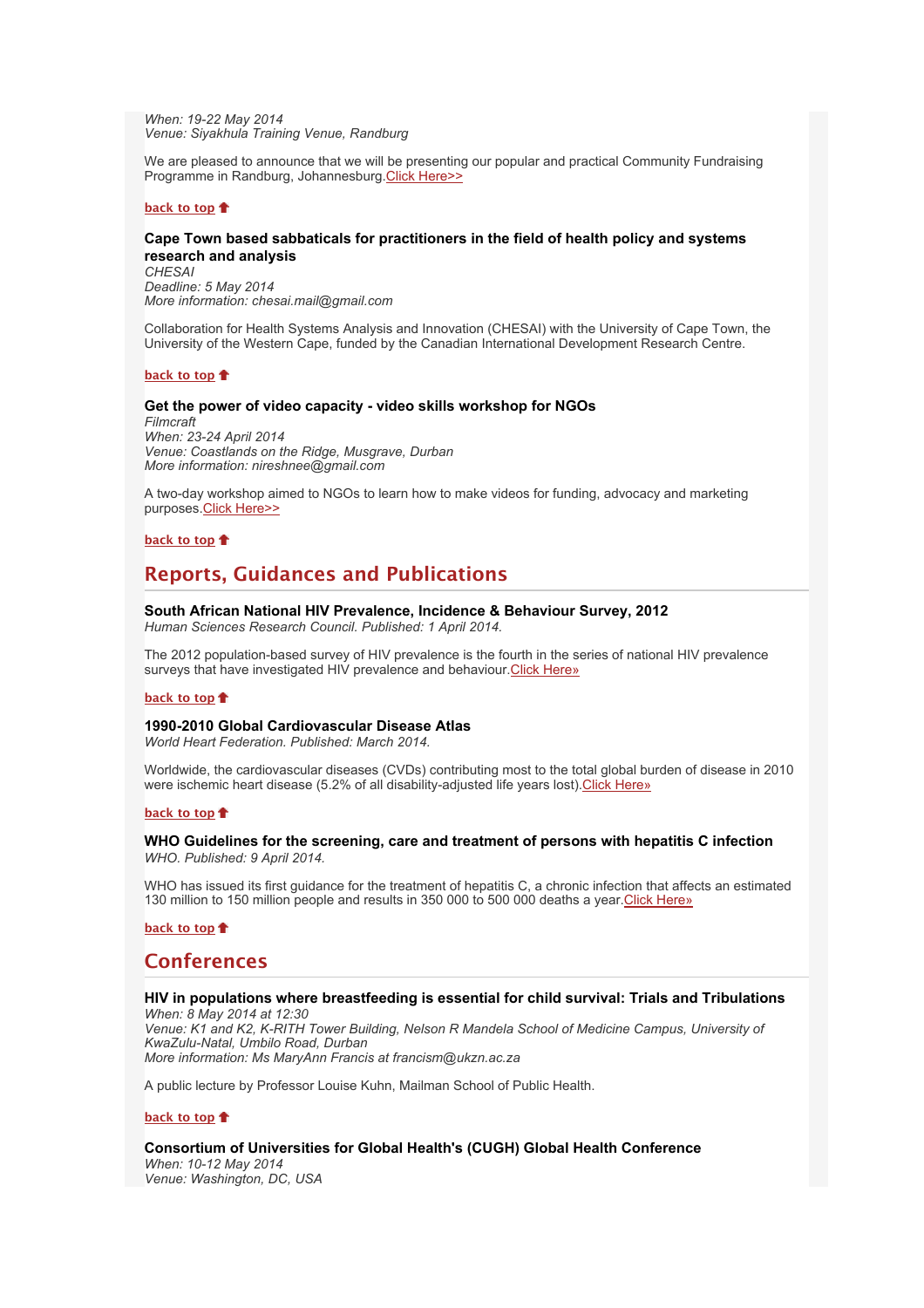*When: 19-22 May 2014*
*Venue: Siyakhula Training Venue, Randburg*

We are pleased to announce that we will be presenting our popular and practical Community Fundraising Programme in Randburg, Johannesburg.Click Here>>

**back to top**

**Cape Town based sabbaticals for practitioners in the field of health policy and systems research and analysis**
*CHESAI*
*Deadline: 5 May 2014*
*More information: chesai.mail@gmail.com*

Collaboration for Health Systems Analysis and Innovation (CHESAI) with the University of Cape Town, the University of the Western Cape, funded by the Canadian International Development Research Centre.

**back to top**

**Get the power of video capacity - video skills workshop for NGOs**
*Filmcraft*
*When: 23-24 April 2014*
*Venue: Coastlands on the Ridge, Musgrave, Durban*
*More information: nireshnee@gmail.com*

A two-day workshop aimed to NGOs to learn how to make videos for funding, advocacy and marketing purposes.Click Here>>

**back to top**

## Reports, Guidances and Publications

**South African National HIV Prevalence, Incidence & Behaviour Survey, 2012**
*Human Sciences Research Council. Published: 1 April 2014.*

The 2012 population-based survey of HIV prevalence is the fourth in the series of national HIV prevalence surveys that have investigated HIV prevalence and behaviour.Click Here»

**back to top**

**1990-2010 Global Cardiovascular Disease Atlas**
*World Heart Federation. Published: March 2014.*

Worldwide, the cardiovascular diseases (CVDs) contributing most to the total global burden of disease in 2010 were ischemic heart disease (5.2% of all disability-adjusted life years lost).Click Here»

**back to top**

**WHO Guidelines for the screening, care and treatment of persons with hepatitis C infection**
*WHO. Published: 9 April 2014.*

WHO has issued its first guidance for the treatment of hepatitis C, a chronic infection that affects an estimated 130 million to 150 million people and results in 350 000 to 500 000 deaths a year.Click Here»

**back to top**

## Conferences

**HIV in populations where breastfeeding is essential for child survival: Trials and Tribulations**
*When: 8 May 2014 at 12:30*
*Venue: K1 and K2, K-RITH Tower Building, Nelson R Mandela School of Medicine Campus, University of KwaZulu-Natal, Umbilo Road, Durban*
*More information: Ms MaryAnn Francis at francism@ukzn.ac.za*

A public lecture by Professor Louise Kuhn, Mailman School of Public Health.

**back to top**

**Consortium of Universities for Global Health's (CUGH) Global Health Conference**
*When: 10-12 May 2014*
*Venue: Washington, DC, USA*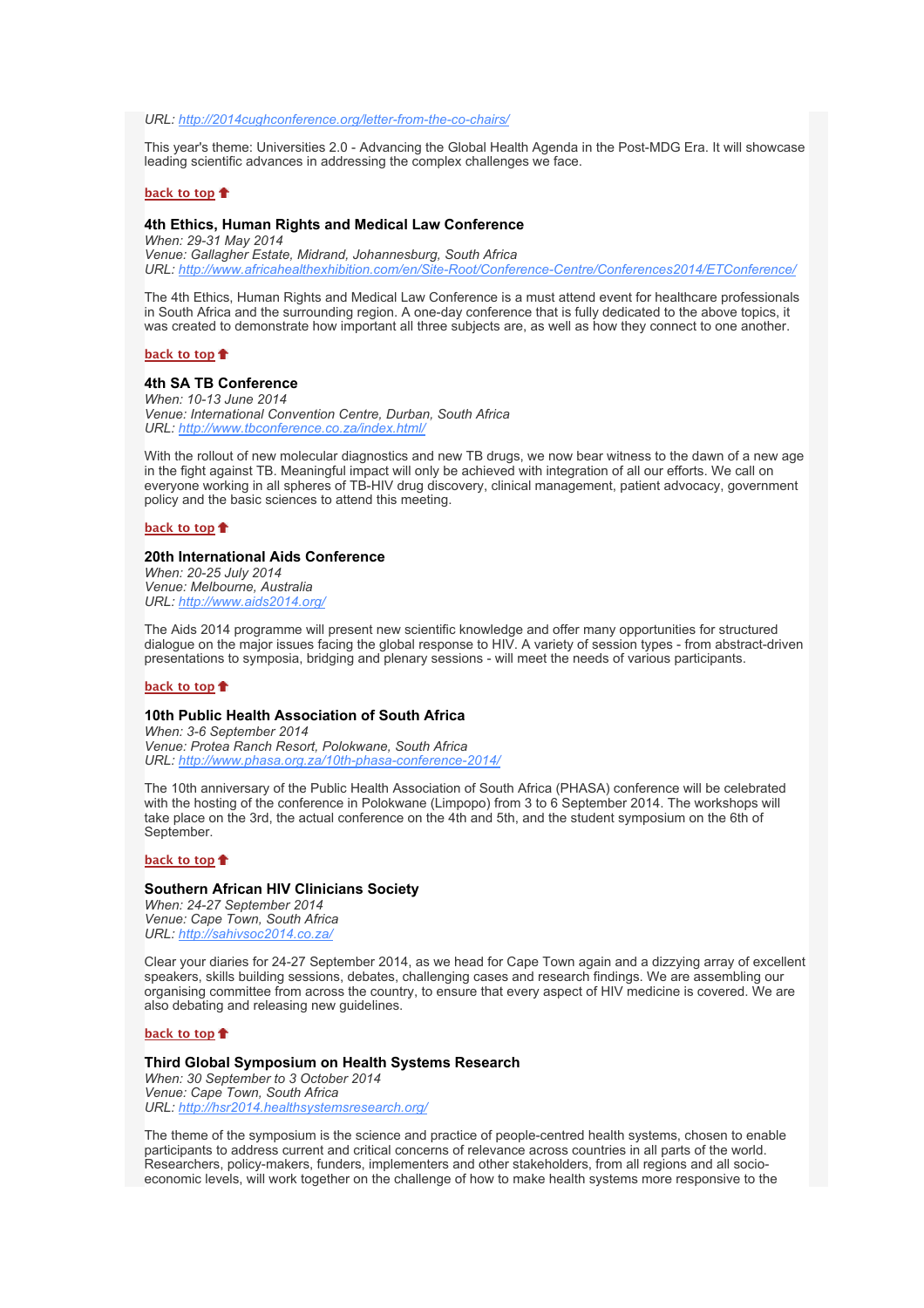*URL: [http://2014cughconference.org/letter-from-the-co-chairs/](http://2014cughconference.org/letter-from-the-co-chairs/)*

This year's theme: Universities 2.0 - Advancing the Global Health Agenda in the Post-MDG Era. It will showcase leading scientific advances in addressing the complex challenges we face.

**back to top**

### 4th Ethics, Human Rights and Medical Law Conference

*When: 29-31 May 2014*
*Venue: Gallagher Estate, Midrand, Johannesburg, South Africa*
*URL: [http://www.africahealthexhibition.com/en/Site-Root/Conference-Centre/Conferences2014/ETConference/](http://www.africahealthexhibition.com/en/Site-Root/Conference-Centre/Conferences2014/ETConference/)*

The 4th Ethics, Human Rights and Medical Law Conference is a must attend event for healthcare professionals in South Africa and the surrounding region. A one-day conference that is fully dedicated to the above topics, it was created to demonstrate how important all three subjects are, as well as how they connect to one another.

**back to top**

### 4th SA TB Conference

*When: 10-13 June 2014*
*Venue: International Convention Centre, Durban, South Africa*
*URL: [http://www.tbconference.co.za/index.html/](http://www.tbconference.co.za/index.html/)*

With the rollout of new molecular diagnostics and new TB drugs, we now bear witness to the dawn of a new age in the fight against TB. Meaningful impact will only be achieved with integration of all our efforts. We call on everyone working in all spheres of TB-HIV drug discovery, clinical management, patient advocacy, government policy and the basic sciences to attend this meeting.

**back to top**

### 20th International Aids Conference

*When: 20-25 July 2014*
*Venue: Melbourne, Australia*
*URL: [http://www.aids2014.org/](http://www.aids2014.org/)*

The Aids 2014 programme will present new scientific knowledge and offer many opportunities for structured dialogue on the major issues facing the global response to HIV. A variety of session types - from abstract-driven presentations to symposia, bridging and plenary sessions - will meet the needs of various participants.

**back to top**

### 10th Public Health Association of South Africa

*When: 3-6 September 2014*
*Venue: Protea Ranch Resort, Polokwane, South Africa*
*URL: [http://www.phasa.org.za/10th-phasa-conference-2014/](http://www.phasa.org.za/10th-phasa-conference-2014/)*

The 10th anniversary of the Public Health Association of South Africa (PHASA) conference will be celebrated with the hosting of the conference in Polokwane (Limpopo) from 3 to 6 September 2014. The workshops will take place on the 3rd, the actual conference on the 4th and 5th, and the student symposium on the 6th of September.

**back to top**

### Southern African HIV Clinicians Society

*When: 24-27 September 2014*
*Venue: Cape Town, South Africa*
*URL: [http://sahivsoc2014.co.za/](http://sahivsoc2014.co.za/)*

Clear your diaries for 24-27 September 2014, as we head for Cape Town again and a dizzying array of excellent speakers, skills building sessions, debates, challenging cases and research findings. We are assembling our organising committee from across the country, to ensure that every aspect of HIV medicine is covered. We are also debating and releasing new guidelines.

**back to top**

### Third Global Symposium on Health Systems Research

*When: 30 September to 3 October 2014*
*Venue: Cape Town, South Africa*
*URL: [http://hsr2014.healthsystemsresearch.org/](http://hsr2014.healthsystemsresearch.org/)*

The theme of the symposium is the science and practice of people-centred health systems, chosen to enable participants to address current and critical concerns of relevance across countries in all parts of the world. Researchers, policy-makers, funders, implementers and other stakeholders, from all regions and all socio-economic levels, will work together on the challenge of how to make health systems more responsive to the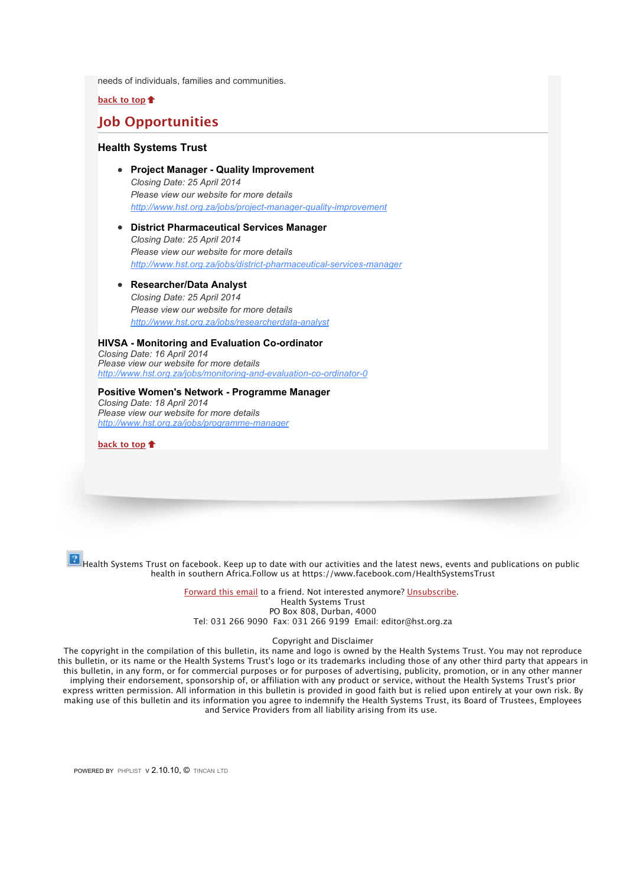needs of individuals, families and communities.

back to top

## Job Opportunities

### Health Systems Trust

- **Project Manager - Quality Improvement**
  *Closing Date: 25 April 2014*
  *Please view our website for more details*
  *http://www.hst.org.za/jobs/project-manager-quality-improvement*

- **District Pharmaceutical Services Manager**
  *Closing Date: 25 April 2014*
  *Please view our website for more details*
  *http://www.hst.org.za/jobs/district-pharmaceutical-services-manager*

- **Researcher/Data Analyst**
  *Closing Date: 25 April 2014*
  *Please view our website for more details*
  *http://www.hst.org.za/jobs/researcherdata-analyst*

**HIVSA - Monitoring and Evaluation Co-ordinator**
*Closing Date: 16 April 2014*
*Please view our website for more details*
*http://www.hst.org.za/jobs/monitoring-and-evaluation-co-ordinator-0*

**Positive Women's Network - Programme Manager**
*Closing Date: 18 April 2014*
*Please view our website for more details*
*http://www.hst.org.za/jobs/programme-manager*

back to top

Health Systems Trust on facebook. Keep up to date with our activities and the latest news, events and publications on public health in southern Africa.Follow us at https://www.facebook.com/HealthSystemsTrust

Forward this email to a friend. Not interested anymore? Unsubscribe.
Health Systems Trust
PO Box 808, Durban, 4000
Tel: 031 266 9090 Fax: 031 266 9199 Email: editor@hst.org.za

Copyright and Disclaimer
The copyright in the compilation of this bulletin, its name and logo is owned by the Health Systems Trust. You may not reproduce this bulletin, or its name or the Health Systems Trust's logo or its trademarks including those of any other third party that appears in this bulletin, in any form, or for commercial purposes or for purposes of advertising, publicity, promotion, or in any other manner implying their endorsement, sponsorship of, or affiliation with any product or service, without the Health Systems Trust's prior express written permission. All information in this bulletin is provided in good faith but is relied upon entirely at your own risk. By making use of this bulletin and its information you agree to indemnify the Health Systems Trust, its Board of Trustees, Employees and Service Providers from all liability arising from its use.

POWERED BY PHPLIST v 2.10.10, © TINCAN LTD